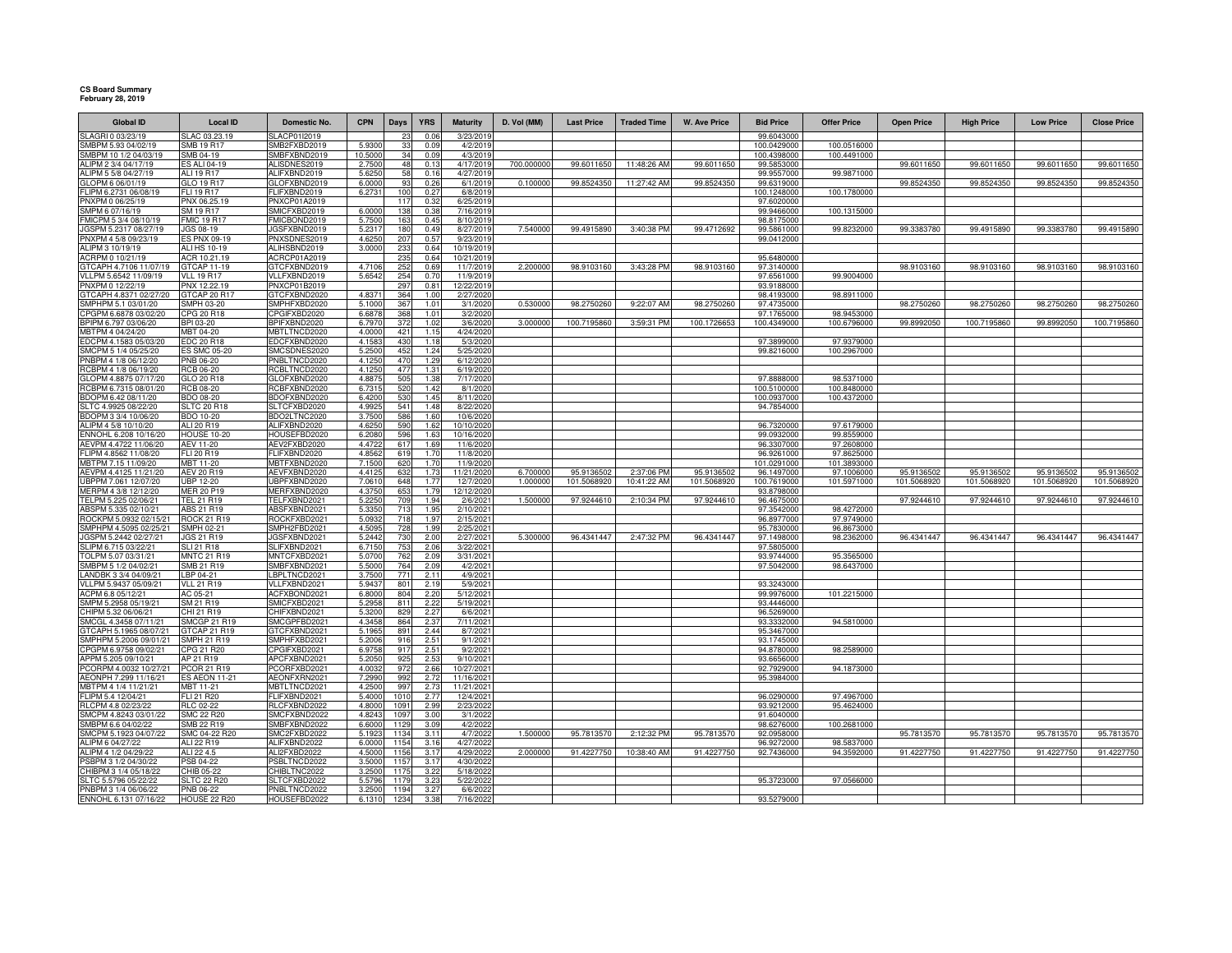**CS Board Summary**
**February 28, 2019**

| Global ID | Local ID | Domestic No. | CPN | Days | YRS | Maturity | D. Vol (MM) | Last Price | Traded Time | W. Ave Price | Bid Price | Offer Price | Open Price | High Price | Low Price | Close Price |
|---|---|---|---|---|---|---|---|---|---|---|---|---|---|---|---|---|
| SLAGRI 0 03/23/19 | SLAC 03.23.19 | SLACP01I2019 | | 23 | 0.06 | 3/23/2019 | | | | | 99.6043000 | | | | | |
| SMBPM 5.93 04/02/19 | SMB 19 R17 | SMB2FXBD2019 | 5.9300 | 33 | 0.09 | 4/2/2019 | | | | | 100.0429000 | 100.0516000 | | | | |
| SMBPM 10 1/2 04/03/19 | SMB 04-19 | SMBFXBND2019 | 10.5000 | 34 | 0.09 | 4/3/2019 | | | | | 100.4398000 | 100.4491000 | | | | |
| ALIPM 2 3/4 04/17/19 | ES ALI 04-19 | ALISDNES2019 | 2.7500 | 48 | 0.13 | 4/17/2019 | 700.000000 | 99.6011650 | 11:48:26 AM | 99.6011650 | 99.5853000 | | 99.6011650 | 99.6011650 | 99.6011650 | 99.6011650 |
| ALIPM 5 5/8 04/27/19 | ALI 19 R17 | ALIFXBND2019 | 5.6250 | 58 | 0.16 | 4/27/2019 | | | | | 99.9557000 | 99.9871000 | | | | |
| GLOPM 6 06/01/19 | GLO 19 R17 | GLOFXBND2019 | 6.0000 | 93 | 0.26 | 6/1/2019 | 0.100000 | 99.8524350 | 11:27:42 AM | 99.8524350 | 99.6319000 | | 99.8524350 | 99.8524350 | 99.8524350 | 99.8524350 |
| FLIPM 6.2731 06/08/19 | FLI 19 R17 | FLIFXBND2019 | 6.2731 | 100 | 0.27 | 6/8/2019 | | | | | 100.1248000 | 100.1780000 | | | | |
| PNXPM 0 06/25/19 | PNX 06.25.19 | PNXCP01A2019 | | 117 | 0.32 | 6/25/2019 | | | | | 97.6020000 | | | | | |
| SMPM 6 07/16/19 | SM 19 R17 | SMICFXBD2019 | 6.0000 | 138 | 0.38 | 7/16/2019 | | | | | 99.9466000 | 100.1315000 | | | | |
| FMICPM 5 3/4 08/10/19 | FMIC 19 R17 | FMICBOND2019 | 5.7500 | 163 | 0.45 | 8/10/2019 | | | | | 98.8175000 | | | | | |
| JGSPM 5.2317 08/27/19 | JGS 08-19 | JGSFXBND2019 | 5.2317 | 180 | 0.49 | 8/27/2019 | 7.540000 | 99.4915890 | 3:40:38 PM | 99.4712692 | 99.5861000 | 99.8232000 | 99.3383780 | 99.4915890 | 99.3383780 | 99.4915890 |
| PNXPM 4 5/8 09/23/19 | ES PNX 09-19 | PNXSDNES2019 | 4.6250 | 207 | 0.57 | 9/23/2019 | | | | | 99.0412000 | | | | | |
| ALIPM 3 10/19/19 | ALI HS 10-19 | ALIHSBND2019 | 3.0000 | 233 | 0.64 | 10/19/2019 | | | | | | | | | | |
| ACRPM 0 10/21/19 | ACR 10.21.19 | ACRCP01A2019 | | 235 | 0.64 | 10/21/2019 | | | | | 95.6480000 | | | | | |
| GTCAPH 4.7106 11/07/19 | GTCAP 11-19 | GTCFXBND2019 | 4.7106 | 252 | 0.69 | 11/7/2019 | 2.200000 | 98.9103160 | 3:43:28 PM | 98.9103160 | 97.3140000 | | 98.9103160 | 98.9103160 | 98.9103160 | 98.9103160 |
| VLLPM 5.6542 11/09/19 | VLL 19 R17 | VLLFXBND2019 | 5.6542 | 254 | 0.70 | 11/9/2019 | | | | | 97.6561000 | 99.9004000 | | | | |
| PNXPM 0 12/22/19 | PNX 12.22.19 | PNXCP01B2019 | | 297 | 0.81 | 12/22/2019 | | | | | 93.9188000 | | | | | |
| GTCAPH 4.8371 02/27/20 | GTCAP 20 R17 | GTCFXBND2020 | 4.8371 | 364 | 1.00 | 2/27/2020 | | | | | 98.4193000 | 98.8911000 | | | | |
| SMPHPM 5.1 03/01/20 | SMPH 03-20 | SMPHFXBD2020 | 5.1000 | 367 | 1.01 | 3/1/2020 | 0.530000 | 98.2750260 | 9:22:07 AM | 98.2750260 | 97.4735000 | | 98.2750260 | 98.2750260 | 98.2750260 | 98.2750260 |
| CPGPM 6.6878 03/02/20 | CPG 20 R18 | CPGIFXBD2020 | 6.6878 | 368 | 1.01 | 3/2/2020 | | | | | 97.1765000 | 98.9453000 | | | | |
| BPIPM 6.797 03/06/20 | BPI 03-20 | BPIFXBND2020 | 6.7970 | 372 | 1.02 | 3/6/2020 | 3.000000 | 100.7195860 | 3:59:31 PM | 100.1726653 | 100.4349000 | 100.6796000 | 99.8992050 | 100.7195860 | 99.8992050 | 100.7195860 |
| MBTPM 4 04/24/20 | MBT 04-20 | MBTLTNCD2020 | 4.0000 | 421 | 1.15 | 4/24/2020 | | | | | | | | | | |
| EDCPM 4.1583 05/03/20 | EDC 20 R18 | EDCFXBND2020 | 4.1583 | 430 | 1.18 | 5/3/2020 | | | | | 97.3899000 | 97.9379000 | | | | |
| SMCPM 5 1/4 05/25/20 | ES SMC 05-20 | SMCSDNES2020 | 5.2500 | 452 | 1.24 | 5/25/2020 | | | | | 99.8216000 | 100.2967000 | | | | |
| PNBPM 4 1/8 06/12/20 | PNB 06-20 | PNBLTNCD2020 | 4.1250 | 470 | 1.29 | 6/12/2020 | | | | | | | | | | |
| RCBPM 4 1/8 06/19/20 | RCB 06-20 | RCBLTNCD2020 | 4.1250 | 477 | 1.31 | 6/19/2020 | | | | | | | | | | |
| GLOPM 4.8875 07/17/20 | GLO 20 R18 | GLOFXBND2020 | 4.8875 | 505 | 1.38 | 7/17/2020 | | | | | 97.8888000 | 98.5371000 | | | | |
| RCBPM 6.7315 08/01/20 | RCB 08-20 | RCBFXBND2020 | 6.7315 | 520 | 1.42 | 8/1/2020 | | | | | 100.5100000 | 100.8480000 | | | | |
| BDOPM 6.42 08/11/20 | BDO 08-20 | BDOFXBND2020 | 6.4200 | 530 | 1.45 | 8/11/2020 | | | | | 100.0937000 | 100.4372000 | | | | |
| SLTC 4.9925 08/22/20 | SLTC 20 R18 | SLTCFXBD2020 | 4.9925 | 541 | 1.48 | 8/22/2020 | | | | | 94.7854000 | | | | | |
| BDOPM 3 3/4 10/06/20 | BDO 10-20 | BDO2LTNC2020 | 3.7500 | 586 | 1.60 | 10/6/2020 | | | | | | | | | | |
| ALIPM 4 5/8 10/10/20 | ALI 20 R19 | ALIFXBND2020 | 4.6250 | 590 | 1.62 | 10/10/2020 | | | | | 96.7320000 | 97.6179000 | | | | |
| ENNOHL 6.208 10/16/20 | HOUSE 10-20 | HOUSEFBD2020 | 6.2080 | 596 | 1.63 | 10/16/2020 | | | | | 99.0932000 | 99.8559000 | | | | |
| AEVPM 4.4722 11/06/20 | AEV 11-20 | AEV2FXBD2020 | 4.4722 | 617 | 1.69 | 11/6/2020 | | | | | 96.3307000 | 97.2608000 | | | | |
| FLIPM 4.8562 11/08/20 | FLI 20 R19 | FLIFXBND2020 | 4.8562 | 619 | 1.70 | 11/8/2020 | | | | | 96.9261000 | 97.8625000 | | | | |
| MBTPM 7.15 11/09/20 | MBT 11-20 | MBTFXBND2020 | 7.1500 | 620 | 1.70 | 11/9/2020 | | | | | 101.0291000 | 101.3893000 | | | | |
| AEVPM 4.4125 11/21/20 | AEV 20 R19 | AEVFXBND2020 | 4.4125 | 632 | 1.73 | 11/21/2020 | 6.700000 | 95.9136502 | 2:37:06 PM | 95.9136502 | 96.1497000 | 97.1006000 | 95.9136502 | 95.9136502 | 95.9136502 | 95.9136502 |
| UBPPM 7.061 12/07/20 | UBP 12-20 | UBPFXBND2020 | 7.0610 | 648 | 1.77 | 12/7/2020 | 1.000000 | 101.5068920 | 10:41:22 AM | 101.5068920 | 100.7619000 | 101.5971000 | 101.5068920 | 101.5068920 | 101.5068920 | 101.5068920 |
| MERPM 4 3/8 12/12/20 | MER 20 P19 | MERFXBND2020 | 4.3750 | 653 | 1.79 | 12/12/2020 | | | | | 93.8798000 | | | | | |
| TELPM 5.225 02/06/21 | TEL 21 R19 | TELFXBND2021 | 5.2250 | 709 | 1.94 | 2/6/2021 | 1.500000 | 97.9244610 | 2:10:34 PM | 97.9244610 | 96.4675000 | | 97.9244610 | 97.9244610 | 97.9244610 | 97.9244610 |
| ABSPM 5.335 02/10/21 | ABS 21 R19 | ABSFXBND2021 | 5.3350 | 713 | 1.95 | 2/10/2021 | | | | | 97.3542000 | 98.4272000 | | | | |
| ROCKPM 5.0932 02/15/21 | ROCK 21 R19 | ROCKFXBD2021 | 5.0932 | 718 | 1.97 | 2/15/2021 | | | | | 96.8977000 | 97.9749000 | | | | |
| SMPHPM 4.5095 02/25/21 | SMPH 02-21 | SMPH2FBD2021 | 4.5095 | 728 | 1.99 | 2/25/2021 | | | | | 95.7830000 | 96.8673000 | | | | |
| JGSPM 5.2442 02/27/21 | JGS 21 R19 | JGSFXBND2021 | 5.2442 | 730 | 2.00 | 2/27/2021 | 5.300000 | 96.4341447 | 2:47:32 PM | 96.4341447 | 97.1498000 | 98.2362000 | 96.4341447 | 96.4341447 | 96.4341447 | 96.4341447 |
| SLIPM 6.715 03/22/21 | SLI 21 R18 | SLIFXBND2021 | 6.7150 | 753 | 2.06 | 3/22/2021 | | | | | 97.5805000 | | | | | |
| TOLPM 5.07 03/31/21 | MNTC 21 R19 | MNTCFXBD2021 | 5.0700 | 762 | 2.09 | 3/31/2021 | | | | | 93.9744000 | 95.3565000 | | | | |
| SMBPM 5 1/2 04/02/21 | SMB 21 R19 | SMBFXBND2021 | 5.5000 | 764 | 2.09 | 4/2/2021 | | | | | 97.5042000 | 98.6437000 | | | | |
| LANDBK 3 3/4 04/09/21 | LBP 04-21 | LBPLTNCD2021 | 3.7500 | 771 | 2.11 | 4/9/2021 | | | | | | | | | | |
| VLLPM 5.9437 05/09/21 | VLL 21 R19 | VLLFXBND2021 | 5.9437 | 801 | 2.19 | 5/9/2021 | | | | | 93.3243000 | | | | | |
| ACPM 6.8 05/12/21 | AC 05-21 | ACFXBOND2021 | 6.8000 | 804 | 2.20 | 5/12/2021 | | | | | 99.9976000 | 101.2215000 | | | | |
| SMPM 5.2958 05/19/21 | SM 21 R19 | SMICFXBD2021 | 5.2958 | 811 | 2.22 | 5/19/2021 | | | | | 93.4446000 | | | | | |
| CHIPM 5.32 06/06/21 | CHI 21 R19 | CHIFXBND2021 | 5.3200 | 829 | 2.27 | 6/6/2021 | | | | | 96.5269000 | | | | | |
| SMCGL 4.3458 07/11/21 | SMCGP 21 R19 | SMCGPFBD2021 | 4.3458 | 864 | 2.37 | 7/11/2021 | | | | | 93.3332000 | 94.5810000 | | | | |
| GTCAPH 5.1965 08/07/21 | GTCAP 21 R19 | GTCFXBND2021 | 5.1965 | 891 | 2.44 | 8/7/2021 | | | | | 95.3467000 | | | | | |
| SMPHPM 5.2006 09/01/21 | SMPH 21 R19 | SMPHFXBD2021 | 5.2006 | 916 | 2.51 | 9/1/2021 | | | | | 93.1745000 | | | | | |
| CPGPM 6.9758 09/02/21 | CPG 21 R20 | CPGIFXBD2021 | 6.9758 | 917 | 2.51 | 9/2/2021 | | | | | 94.8780000 | 98.2589000 | | | | |
| APPM 5.205 09/10/21 | AP 21 R19 | APCFXBND2021 | 5.2050 | 925 | 2.53 | 9/10/2021 | | | | | 93.6656000 | | | | | |
| PCORPM 4.0032 10/27/21 | PCOR 21 R19 | PCORFXBD2021 | 4.0032 | 972 | 2.66 | 10/27/2021 | | | | | 92.7929000 | 94.1873000 | | | | |
| AEONPH 7.299 11/16/21 | ES AEON 11-21 | AEONFXRN2021 | 7.2990 | 992 | 2.72 | 11/16/2021 | | | | | 95.3984000 | | | | | |
| MBTPM 4 1/4 11/21/21 | MBT 11-21 | MBTLTNCD2021 | 4.2500 | 997 | 2.73 | 11/21/2021 | | | | | | | | | | |
| FLIPM 5.4 12/04/21 | FLI 21 R20 | FLIFXBND2021 | 5.4000 | 1010 | 2.77 | 12/4/2021 | | | | | 96.0290000 | 97.4967000 | | | | |
| RLCPM 4.8 02/23/22 | RLC 02-22 | RLCFXBND2022 | 4.8000 | 1091 | 2.99 | 2/23/2022 | | | | | 93.9212000 | 95.4624000 | | | | |
| SMCPM 4.8243 03/01/22 | SMC 22 R20 | SMCFXBND2022 | 4.8243 | 1097 | 3.00 | 3/1/2022 | | | | | 91.6040000 | | | | | |
| SMBPM 6.6 04/02/22 | SMB 22 R19 | SMBFXBND2022 | 6.6000 | 1129 | 3.09 | 4/2/2022 | | | | | 98.6276000 | 100.2681000 | | | | |
| SMCPM 5.1923 04/07/22 | SMC 04-22 R20 | SMC2FXBD2022 | 5.1923 | 1134 | 3.11 | 4/7/2022 | 1.500000 | 95.7813570 | 2:12:32 PM | 95.7813570 | 92.0958000 | | 95.7813570 | 95.7813570 | 95.7813570 | 95.7813570 |
| ALIPM 6 04/27/22 | ALI 22 R19 | ALIFXBND2022 | 6.0000 | 1154 | 3.16 | 4/27/2022 | | | | | 96.9272000 | 98.5837000 | | | | |
| ALIPM 4 1/2 04/29/22 | ALI 22 4.5 | ALI2FXBD2022 | 4.5000 | 1156 | 3.17 | 4/29/2022 | 2.000000 | 91.4227750 | 10:38:40 AM | 91.4227750 | 92.7436000 | 94.3592000 | 91.4227750 | 91.4227750 | 91.4227750 | 91.4227750 |
| PSBPM 3 1/2 04/30/22 | PSB 04-22 | PSBLTNCD2022 | 3.5000 | 1157 | 3.17 | 4/30/2022 | | | | | | | | | | |
| CHIBPM 3 1/4 05/18/22 | CHIB 05-22 | CHIBLTNC2022 | 3.2500 | 1175 | 3.22 | 5/18/2022 | | | | | | | | | | |
| SLTC 5.5796 05/22/22 | SLTC 22 R20 | SLTCFXBD2022 | 5.5796 | 1179 | 3.23 | 5/22/2022 | | | | | 95.3723000 | 97.0566000 | | | | |
| PNBPM 3 1/4 06/06/22 | PNB 06-22 | PNBLTNCD2022 | 3.2500 | 1194 | 3.27 | 6/6/2022 | | | | | | | | | | |
| ENNOHL 6.131 07/16/22 | HOUSE 22 R20 | HOUSEFBD2022 | 6.1310 | 1234 | 3.38 | 7/16/2022 | | | | | 93.5279000 | | | | | |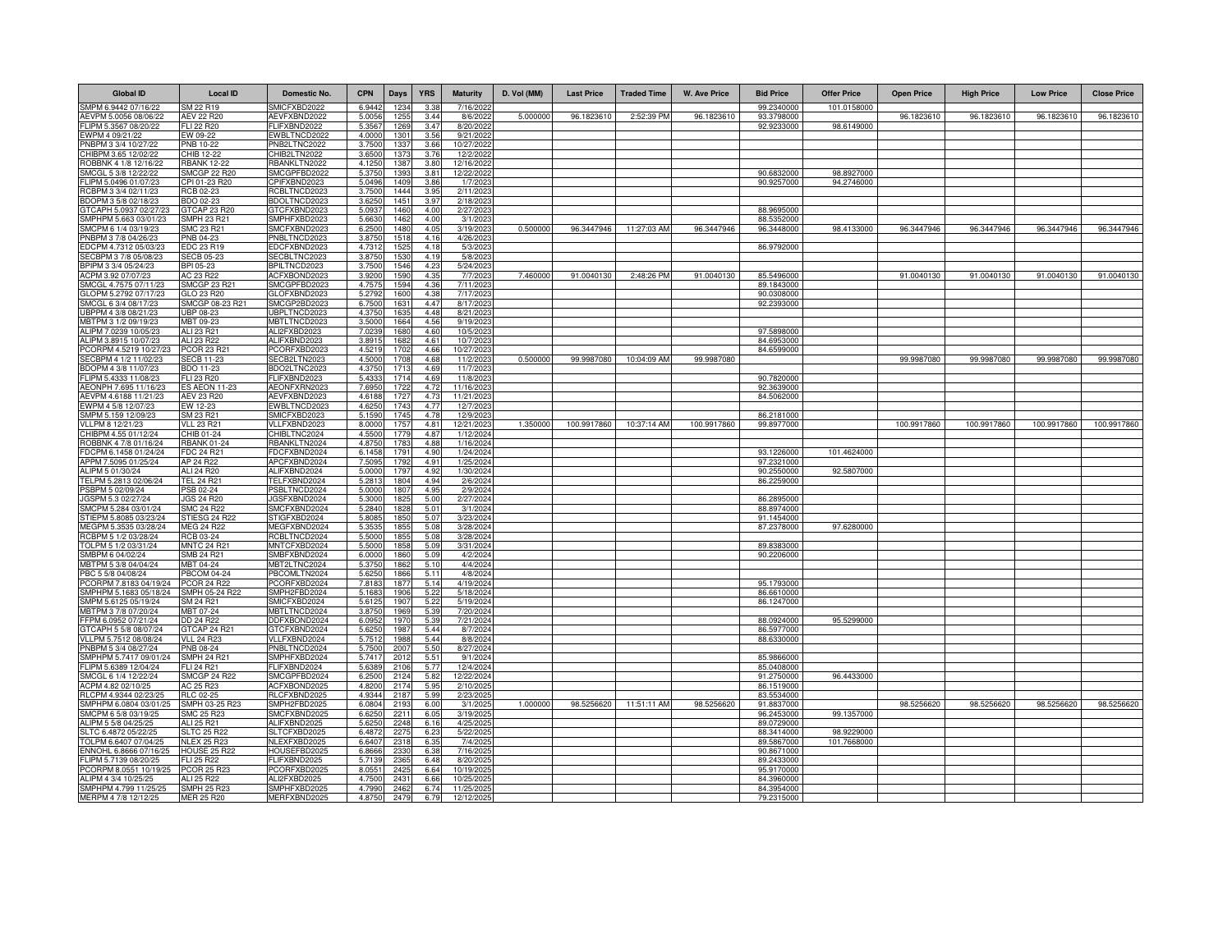| Global ID | Local ID | Domestic No. | CPN | Days | YRS | Maturity | D. Vol (MM) | Last Price | Traded Time | W. Ave Price | Bid Price | Offer Price | Open Price | High Price | Low Price | Close Price |
|---|---|---|---|---|---|---|---|---|---|---|---|---|---|---|---|---|
| SMPM 6.9442 07/16/22 | SM 22 R19 | SMICFXBD2022 | 6.9442 | 1234 | 3.38 | 7/16/2022 | | | | | 99.2340000 | 101.0158000 | | | | |
| AEVPM 5.0056 08/06/22 | AEV 22 R20 | AEVFXBND2022 | 5.0056 | 1255 | 3.44 | 8/6/2022 | 5.000000 | 96.1823610 | 2:52:39 PM | 96.1823610 | 93.3798000 | | 96.1823610 | 96.1823610 | 96.1823610 | 96.1823610 |
| FLIPM 5.3567 08/20/22 | FLI 22 R20 | FLIFXBND2022 | 5.3567 | 1269 | 3.47 | 8/20/2022 | | | | | 92.9233000 | 98.6149000 | | | | |
| EWPM 4 09/21/22 | EW 09-22 | EWBLTNCD2022 | 4.0000 | 1301 | 3.56 | 9/21/2022 | | | | | | | | | | |
| PNBPM 3 3/4 10/27/22 | PNB 10-22 | PNB2LTNC2022 | 3.7500 | 1337 | 3.66 | 10/27/2022 | | | | | | | | | | |
| CHIBPM 3.65 12/02/22 | CHIB 12-22 | CHIB2LTN2022 | 3.6500 | 1373 | 3.76 | 12/2/2022 | | | | | | | | | | |
| ROBBNK 4 1/8 12/16/22 | RBANK 12-22 | RBANKLTN2022 | 4.1250 | 1387 | 3.80 | 12/16/2022 | | | | | | | | | | |
| SMCGL 5 3/8 12/22/22 | SMCGP 22 R20 | SMCGPFBD2022 | 5.3750 | 1393 | 3.81 | 12/22/2022 | | | | | 90.6832000 | 98.8927000 | | | | |
| FLIPM 5.0496 01/07/23 | CPI 01-23 R20 | CPIFXBND2023 | 5.0496 | 1409 | 3.86 | 1/7/2023 | | | | | 90.9257000 | 94.2746000 | | | | |
| RCBPM 3 3/4 02/11/23 | RCB 02-23 | RCBLTNCD2023 | 3.7500 | 1444 | 3.95 | 2/11/2023 | | | | | | | | | | |
| BDOPM 3 5/8 02/18/23 | BDO 02-23 | BDOLTNCD2023 | 3.6250 | 1451 | 3.97 | 2/18/2023 | | | | | | | | | | |
| GTCAPH 5.0937 02/27/23 | GTCAP 23 R20 | GTCFXBND2023 | 5.0937 | 1460 | 4.00 | 2/27/2023 | | | | | 88.9695000 | | | | | |
| SMPHPM 5.663 03/01/23 | SMPH 23 R21 | SMPHFXBD2023 | 5.6630 | 1462 | 4.00 | 3/1/2023 | | | | | 88.5352000 | | | | | |
| SMCPM 6 1/4 03/19/23 | SMC 23 R21 | SMCFXBND2023 | 6.2500 | 1480 | 4.05 | 3/19/2023 | 0.500000 | 96.3447946 | 11:27:03 AM | 96.3447946 | 96.3448000 | 98.4133000 | 96.3447946 | 96.3447946 | 96.3447946 | 96.3447946 |
| PNBPM 3 7/8 04/26/23 | PNB 04-23 | PNBLTNCD2023 | 3.8750 | 1518 | 4.16 | 4/26/2023 | | | | | | | | | | |
| EDCPM 4.7312 05/03/23 | EDC 23 R19 | EDCFXBND2023 | 4.7312 | 1525 | 4.18 | 5/3/2023 | | | | | 86.9792000 | | | | | |
| SECBPM 3 7/8 05/08/23 | SECB 05-23 | SECBLTNC2023 | 3.8750 | 1530 | 4.19 | 5/8/2023 | | | | | | | | | | |
| BPIPM 3 3/4 05/24/23 | BPI 05-23 | BPILTNCD2023 | 3.7500 | 1546 | 4.23 | 5/24/2023 | | | | | | | | | | |
| ACPM 3.92 07/07/23 | AC 23 R22 | ACFXBOND2023 | 3.9200 | 1590 | 4.35 | 7/7/2023 | 7.460000 | 91.0040130 | 2:48:26 PM | 91.0040130 | 85.5496000 | | 91.0040130 | 91.0040130 | 91.0040130 | 91.0040130 |
| SMCGL 4.7575 07/11/23 | SMCGP 23 R21 | SMCGPFBD2023 | 4.7575 | 1594 | 4.36 | 7/11/2023 | | | | | 89.1843000 | | | | | |
| GLOPM 5.2792 07/17/23 | GLO 23 R20 | GLOFXBND2023 | 5.2792 | 1600 | 4.38 | 7/17/2023 | | | | | 90.0308000 | | | | | |
| SMCGL 6 3/4 08/17/23 | SMCGP 08-23 R21 | SMCGP2BD2023 | 6.7500 | 1631 | 4.47 | 8/17/2023 | | | | | 92.2393000 | | | | | |
| UBPPM 4 3/8 08/21/23 | UBP 08-23 | UBPLTNCD2023 | 4.3750 | 1635 | 4.48 | 8/21/2023 | | | | | | | | | | |
| MBTPM 3 1/2 09/19/23 | MBT 09-23 | MBTLTNCD2023 | 3.5000 | 1664 | 4.56 | 9/19/2023 | | | | | | | | | | |
| ALIPM 7.0239 10/05/23 | ALI 23 R21 | ALI2FXBD2023 | 7.0239 | 1680 | 4.60 | 10/5/2023 | | | | | 97.5898000 | | | | | |
| ALIPM 3.8915 10/07/23 | ALI 23 R22 | ALIFXBND2023 | 3.8915 | 1682 | 4.61 | 10/7/2023 | | | | | 84.6953000 | | | | | |
| PCORPM 4.5219 10/27/23 | PCOR 23 R21 | PCORFXBD2023 | 4.5219 | 1702 | 4.66 | 10/27/2023 | | | | | 84.6599000 | | | | | |
| SECBPM 4 1/2 11/02/23 | SECB 11-23 | SECB2LTN2023 | 4.5000 | 1708 | 4.68 | 11/2/2023 | 0.500000 | 99.9987080 | 10:04:09 AM | 99.9987080 | | | 99.9987080 | 99.9987080 | 99.9987080 | 99.9987080 |
| BDOPM 4 3/8 11/07/23 | BDO 11-23 | BDO2LTNC2023 | 4.3750 | 1713 | 4.69 | 11/7/2023 | | | | | | | | | | |
| FLIPM 5.4333 11/08/23 | FLI 23 R20 | FLIFXBND2023 | 5.4333 | 1714 | 4.69 | 11/8/2023 | | | | | 90.7820000 | | | | | |
| AEONPH 7.695 11/16/23 | ES AEON 11-23 | AEONFXRN2023 | 7.6950 | 1722 | 4.72 | 11/16/2023 | | | | | 92.3639000 | | | | | |
| AEVPM 4.6188 11/21/23 | AEV 23 R20 | AEVFXBND2023 | 4.6188 | 1727 | 4.73 | 11/21/2023 | | | | | 84.5062000 | | | | | |
| EWPM 4 5/8 12/07/23 | EW 12-23 | EWBLTNCD2023 | 4.6250 | 1743 | 4.77 | 12/7/2023 | | | | | | | | | | |
| SMPM 5.159 12/09/23 | SM 23 R21 | SMICFXBD2023 | 5.1590 | 1745 | 4.78 | 12/9/2023 | | | | | 86.2181000 | | | | | |
| VLLPM 8 12/21/23 | VLL 23 R21 | VLLFXBND2023 | 8.0000 | 1757 | 4.81 | 12/21/2023 | 1.350000 | 100.9917860 | 10:37:14 AM | 100.9917860 | 99.8977000 | | 100.9917860 | 100.9917860 | 100.9917860 | 100.9917860 |
| CHIBPM 4.55 01/12/24 | CHIB 01-24 | CHIBLTNC2024 | 4.5500 | 1779 | 4.87 | 1/12/2024 | | | | | | | | | | |
| ROBBNK 4 7/8 01/16/24 | RBANK 01-24 | RBANKLTN2024 | 4.8750 | 1783 | 4.88 | 1/16/2024 | | | | | | | | | | |
| FDCPM 6.1458 01/24/24 | FDC 24 R21 | FDCFXBND2024 | 6.1458 | 1791 | 4.90 | 1/24/2024 | | | | | 93.1226000 | 101.4624000 | | | | |
| APPM 7.5095 01/25/24 | AP 24 R22 | APCFXBND2024 | 7.5095 | 1792 | 4.91 | 1/25/2024 | | | | | 97.2321000 | | | | | |
| ALIPM 5 01/30/24 | ALI 24 R20 | ALIFXBND2024 | 5.0000 | 1797 | 4.92 | 1/30/2024 | | | | | 90.2550000 | 92.5807000 | | | | |
| TELPM 5.2813 02/06/24 | TEL 24 R21 | TELFXBND2024 | 5.2813 | 1804 | 4.94 | 2/6/2024 | | | | | 86.2259000 | | | | | |
| PSBPM 5 02/09/24 | PSB 02-24 | PSBLTNCD2024 | 5.0000 | 1807 | 4.95 | 2/9/2024 | | | | | | | | | | |
| JGSPM 5.3 02/27/24 | JGS 24 R20 | JGSFXBND2024 | 5.3000 | 1825 | 5.00 | 2/27/2024 | | | | | 86.2895000 | | | | | |
| SMCPM 5.284 03/01/24 | SMC 24 R22 | SMCFXBND2024 | 5.2840 | 1828 | 5.01 | 3/1/2024 | | | | | 88.8974000 | | | | | |
| STIEPM 5.8085 03/23/24 | STIESG 24 R22 | STIGFXBD2024 | 5.8085 | 1850 | 5.07 | 3/23/2024 | | | | | 91.1454000 | | | | | |
| MEGPM 5.3535 03/28/24 | MEG 24 R22 | MEGFXBND2024 | 5.3535 | 1855 | 5.08 | 3/28/2024 | | | | | 87.2378000 | 97.6280000 | | | | |
| RCBPM 5 1/2 03/28/24 | RCB 03-24 | RCBLTNCD2024 | 5.5000 | 1855 | 5.08 | 3/28/2024 | | | | | | | | | | |
| TOLPM 5 1/2 03/31/24 | MNTC 24 R21 | MNTCFXBD2024 | 5.5000 | 1858 | 5.09 | 3/31/2024 | | | | | 89.8383000 | | | | | |
| SMBPM 6 04/02/24 | SMB 24 R21 | SMBFXBND2024 | 6.0000 | 1860 | 5.09 | 4/2/2024 | | | | | 90.2206000 | | | | | |
| MBTPM 5 3/8 04/04/24 | MBT 04-24 | MBT2LTNC2024 | 5.3750 | 1862 | 5.10 | 4/4/2024 | | | | | | | | | | |
| PBC 5 5/8 04/08/24 | PBCOM 04-24 | PBCOMLTN2024 | 5.6250 | 1866 | 5.11 | 4/8/2024 | | | | | | | | | | |
| PCORPM 7.8183 04/19/24 | PCOR 24 R22 | PCORFXBD2024 | 7.8183 | 1877 | 5.14 | 4/19/2024 | | | | | 95.1793000 | | | | | |
| SMPHPM 5.1683 05/18/24 | SMPH 05-24 R22 | SMPH2FBD2024 | 5.1683 | 1906 | 5.22 | 5/18/2024 | | | | | 86.6610000 | | | | | |
| SMPM 5.6125 05/19/24 | SM 24 R21 | SMICFXBD2024 | 5.6125 | 1907 | 5.22 | 5/19/2024 | | | | | 86.1247000 | | | | | |
| MBTPM 3 7/8 07/20/24 | MBT 07-24 | MBTLTNCD2024 | 3.8750 | 1969 | 5.39 | 7/20/2024 | | | | | | | | | | |
| FFPM 6.0952 07/21/24 | DD 24 R22 | DDFXBOND2024 | 6.0952 | 1970 | 5.39 | 7/21/2024 | | | | | 88.0924000 | 95.5299000 | | | | |
| GTCAPH 5 5/8 08/07/24 | GTCAP 24 R21 | GTCFXBND2024 | 5.6250 | 1987 | 5.44 | 8/7/2024 | | | | | 86.5977000 | | | | | |
| VLLPM 5.7512 08/08/24 | VLL 24 R23 | VLLFXBND2024 | 5.7512 | 1988 | 5.44 | 8/8/2024 | | | | | 88.6330000 | | | | | |
| PNBPM 5 3/4 08/27/24 | PNB 08-24 | PNBLTNCD2024 | 5.7500 | 2007 | 5.50 | 8/27/2024 | | | | | | | | | | |
| SMPHPM 5.7417 09/01/24 | SMPH 24 R21 | SMPHFXBD2024 | 5.7417 | 2012 | 5.51 | 9/1/2024 | | | | | 85.9866000 | | | | | |
| FLIPM 5.6389 12/04/24 | FLI 24 R21 | FLIFXBND2024 | 5.6389 | 2106 | 5.77 | 12/4/2024 | | | | | 85.0408000 | | | | | |
| SMCGL 6 1/4 12/22/24 | SMCGP 24 R22 | SMCGPFBD2024 | 6.2500 | 2124 | 5.82 | 12/22/2024 | | | | | 91.2750000 | 96.4433000 | | | | |
| ACPM 4.82 02/10/25 | AC 25 R23 | ACFXBOND2025 | 4.8200 | 2174 | 5.95 | 2/10/2025 | | | | | 86.1519000 | | | | | |
| RLCPM 4.9344 02/23/25 | RLC 02-25 | RLCFXBND2025 | 4.9344 | 2187 | 5.99 | 2/23/2025 | | | | | 83.5534000 | | | | | |
| SMPHPM 6.0804 03/01/25 | SMPH 03-25 R23 | SMPH2FBD2025 | 6.0804 | 2193 | 6.00 | 3/1/2025 | 1.000000 | 98.5256620 | 11:51:11 AM | 98.5256620 | 91.8837000 | | 98.5256620 | 98.5256620 | 98.5256620 | 98.5256620 |
| SMCPM 6 5/8 03/19/25 | SMC 25 R23 | SMCFXBND2025 | 6.6250 | 2211 | 6.05 | 3/19/2025 | | | | | 96.2453000 | 99.1357000 | | | | |
| ALIPM 5 5/8 04/25/25 | ALI 25 R21 | ALIFXBND2025 | 5.6250 | 2248 | 6.16 | 4/25/2025 | | | | | 89.0729000 | | | | | |
| SLTC 6.4872 05/22/25 | SLTC 25 R22 | SLTCFXBD2025 | 6.4872 | 2275 | 6.23 | 5/22/2025 | | | | | 88.3414000 | 98.9229000 | | | | |
| TOLPM 6.6407 07/04/25 | NLEX 25 R23 | NLEXFXBD2025 | 6.6407 | 2318 | 6.35 | 7/4/2025 | | | | | 89.5867000 | 101.7668000 | | | | |
| ENNOHL 6.8666 07/16/25 | HOUSE 25 R22 | HOUSEFBD2025 | 6.8666 | 2330 | 6.38 | 7/16/2025 | | | | | 90.8671000 | | | | | |
| FLIPM 5.7139 08/20/25 | FLI 25 R22 | FLIFXBND2025 | 5.7139 | 2365 | 6.48 | 8/20/2025 | | | | | 89.2433000 | | | | | |
| PCORPM 8.0551 10/19/25 | PCOR 25 R23 | PCORFXBD2025 | 8.0551 | 2425 | 6.64 | 10/19/2025 | | | | | 95.9170000 | | | | | |
| ALIPM 4 3/4 10/25/25 | ALI 25 R22 | ALI2FXBD2025 | 4.7500 | 2431 | 6.66 | 10/25/2025 | | | | | 84.3960000 | | | | | |
| SMPHPM 4.799 11/25/25 | SMPH 25 R23 | SMPHFXBD2025 | 4.7990 | 2462 | 6.74 | 11/25/2025 | | | | | 84.3954000 | | | | | |
| MERPM 4 7/8 12/12/25 | MER 25 R20 | MERFXBND2025 | 4.8750 | 2479 | 6.79 | 12/12/2025 | | | | | 79.2315000 | | | | | |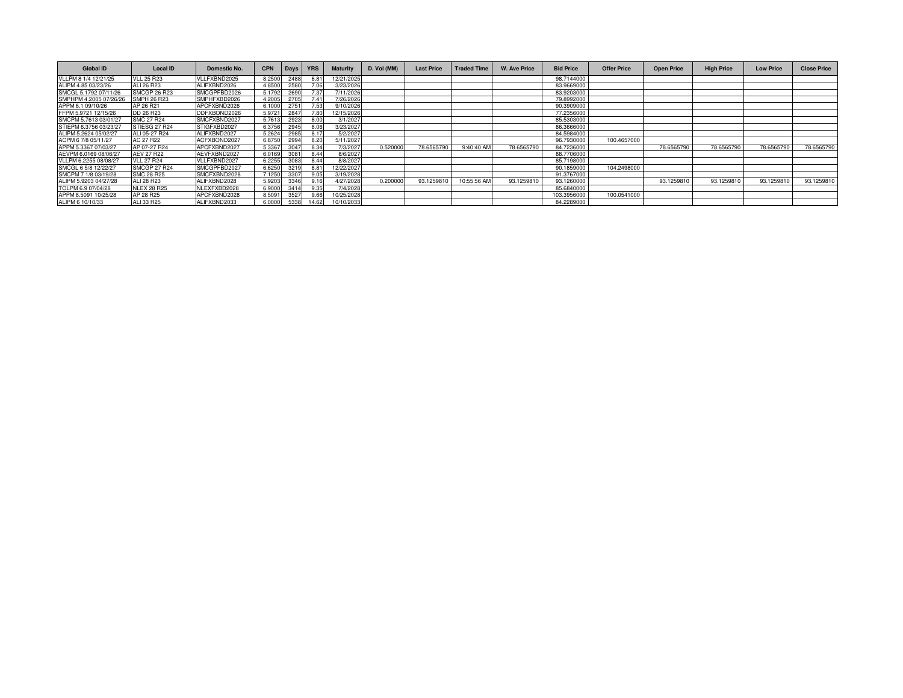| Global ID | Local ID | Domestic No. | CPN | Days | YRS | Maturity | D. Vol (MM) | Last Price | Traded Time | W. Ave Price | Bid Price | Offer Price | Open Price | High Price | Low Price | Close Price |
|---|---|---|---|---|---|---|---|---|---|---|---|---|---|---|---|---|
| VLLPM 8 1/4 12/21/25 | VLL 25 R23 | VLLFXBND2025 | 8.2500 | 2488 | 6.81 | 12/21/2025 | | | | | 98.7144000 | | | | | |
| ALIPM 4.85 03/23/26 | ALI 26 R23 | ALIFXBND2026 | 4.8500 | 2580 | 7.06 | 3/23/2026 | | | | | 83.9669000 | | | | | |
| SMCGL 5.1792 07/11/26 | SMCGP 26 R23 | SMCGPFBD2026 | 5.1792 | 2690 | 7.37 | 7/11/2026 | | | | | 83.9203000 | | | | | |
| SMPHPM 4.2005 07/26/26 | SMPH 26 R23 | SMPHFXBD2026 | 4.2005 | 2705 | 7.41 | 7/26/2026 | | | | | 79.8992000 | | | | | |
| APPM 6.1 09/10/26 | AP 26 R21 | APCFXBND2026 | 6.1000 | 2751 | 7.53 | 9/10/2026 | | | | | 90.3909000 | | | | | |
| FFPM 5.9721 12/15/26 | DD 26 R23 | DDFXBOND2026 | 5.9721 | 2847 | 7.80 | 12/15/2026 | | | | | 77.2356000 | | | | | |
| SMCPM 5.7613 03/01/27 | SMC 27 R24 | SMCFXBND2027 | 5.7613 | 2923 | 8.00 | 3/1/2027 | | | | | 85.5303000 | | | | | |
| STIEPM 6.3756 03/23/27 | STIESG 27 R24 | STIGFXBD2027 | 6.3756 | 2945 | 8.06 | 3/23/2027 | | | | | 86.3666000 | | | | | |
| ALIPM 5.2624 05/02/27 | ALI 05-27 R24 | ALIFXBND2027 | 5.2624 | 2985 | 8.17 | 5/2/2027 | | | | | 84.5984000 | | | | | |
| ACPM 6 7/8 05/11/27 | AC 27 R22 | ACFXBOND2027 | 6.8750 | 2994 | 8.20 | 5/11/2027 | | | | | 96.7930000 | 100.4657000 | | | | |
| APPM 5.3367 07/03/27 | AP 07-27 R24 | APCFXBND2027 | 5.3367 | 3047 | 8.34 | 7/3/2027 | 0.520000 | 78.6565790 | 9:40:40 AM | 78.6565790 | 84.7236000 | | 78.6565790 | 78.6565790 | 78.6565790 | 78.6565790 |
| AEVPM 6.0169 08/06/27 | AEV 27 R22 | AEVFXBND2027 | 6.0169 | 3081 | 8.44 | 8/6/2027 | | | | | 88.7706000 | | | | | |
| VLLPM 6.2255 08/08/27 | VLL 27 R24 | VLLFXBND2027 | 6.2255 | 3083 | 8.44 | 8/8/2027 | | | | | 85.7198000 | | | | | |
| SMCGL 6 5/8 12/22/27 | SMCGP 27 R24 | SMCGPFBD2027 | 6.6250 | 3219 | 8.81 | 12/22/2027 | | | | | 90.1859000 | 104.2498000 | | | | |
| SMCPM 7 1/8 03/19/28 | SMC 28 R25 | SMCFXBND2028 | 7.1250 | 3307 | 9.05 | 3/19/2028 | | | | | 91.3767000 | | | | | |
| ALIPM 5.9203 04/27/28 | ALI 28 R23 | ALIFXBND2028 | 5.9203 | 3346 | 9.16 | 4/27/2028 | 0.200000 | 93.1259810 | 10:55:56 AM | 93.1259810 | 93.1260000 | | 93.1259810 | 93.1259810 | 93.1259810 | 93.1259810 |
| TOLPM 6.9 07/04/28 | NLEX 28 R25 | NLEXFXBD2028 | 6.9000 | 3414 | 9.35 | 7/4/2028 | | | | | 85.6840000 | | | | | |
| APPM 8.5091 10/25/28 | AP 28 R25 | APCFXBND2028 | 8.5091 | 3527 | 9.66 | 10/25/2028 | | | | | 103.3956000 | 100.0541000 | | | | |
| ALIPM 6 10/10/33 | ALI 33 R25 | ALIFXBND2033 | 6.0000 | 5338 | 14.62 | 10/10/2033 | | | | | 84.2289000 | | | | | |